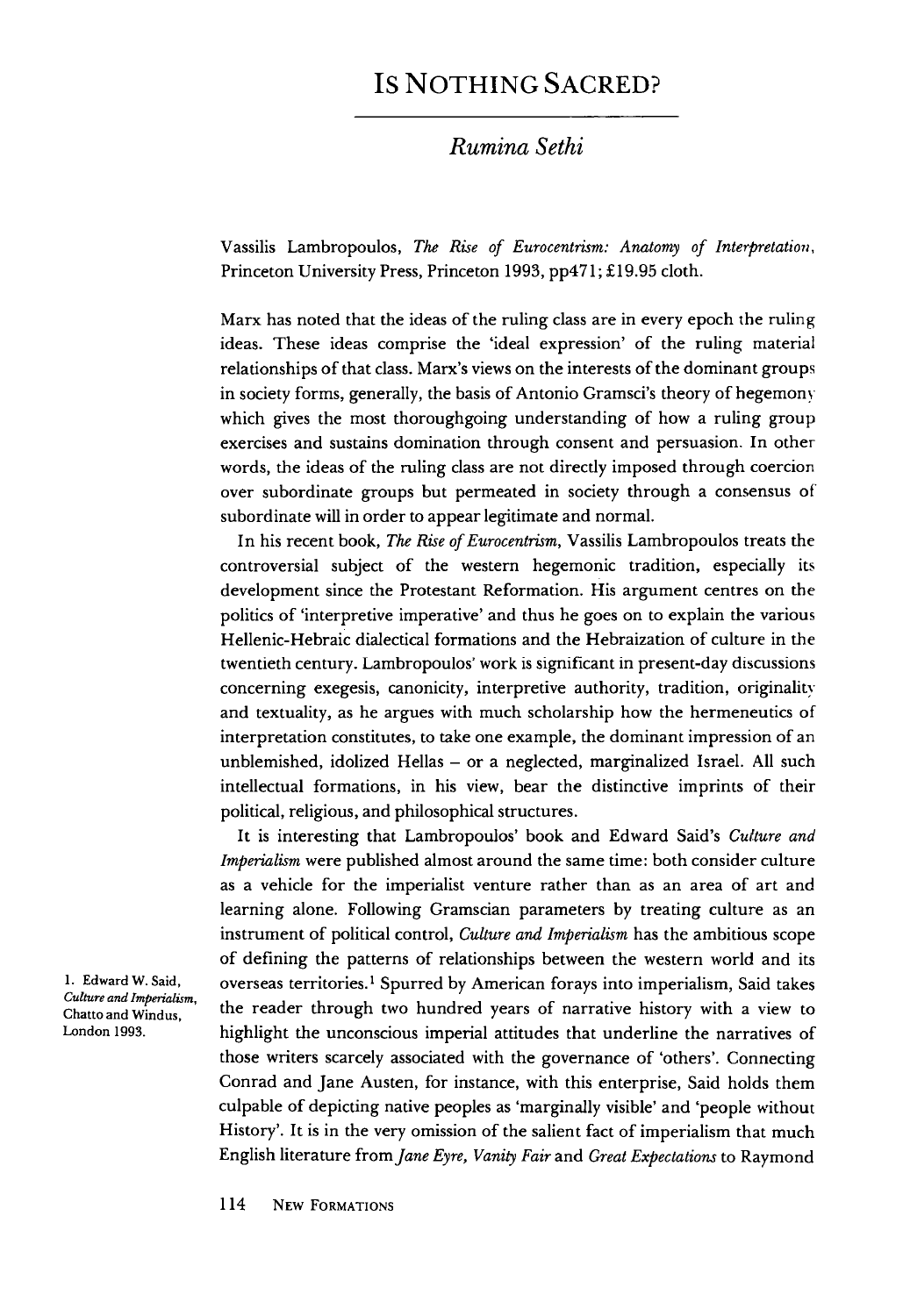# IS NOTHING SACRED?

*Rumina Sethi*

Vassilis Lambropoulos, *The Rise of Eurocentrism: Anatomy of Interpretation*, Princeton University Press, Princeton 1993, pp471; £19.95 cloth.

Marx has noted that the ideas of the ruling class are in every epoch the ruling ideas. These ideas comprise the 'ideal expression' of the ruling material relationships of that class. Marx's views on the interests of the dominant groups in society forms, generally, the basis of Antonio Gramsci's theory of hegemony which gives the most thoroughgoing understanding of how a ruling group exercises and sustains domination through consent and persuasion. In other words, the ideas of the ruling class are not directly imposed through coercion over subordinate groups but permeated in society through a consensus of subordinate will in order to appear legitimate and normal.

In his recent book, *The Rise of Eurocentrism*, Vassilis Lambropoulos treats the controversial subject of the western hegemonic tradition, especially its development since the Protestant Reformation. His argument centres on the politics of 'interpretive imperative' and thus he goes on to explain the various Hellenic-Hebraic dialectical formations and the Hebraization of culture in the twentieth century. Lambropoulos' work is significant in present-day discussions concerning exegesis, canonicity, interpretive authority, tradition, originality and textuality, as he argues with much scholarship how the hermeneutics of interpretation constitutes, to take one example, the dominant impression of an unblemished, idolized Hellas – or a neglected, marginalized Israel. All such intellectual formations, in his view, bear the distinctive imprints of their political, religious, and philosophical structures.

It is interesting that Lambropoulos' book and Edward Said's *Culture and Imperialism* were published almost around the same time: both consider culture as a vehicle for the imperialist venture rather than as an area of art and learning alone. Following Gramscian parameters by treating culture as an instrument of political control, *Culture and Imperialism* has the ambitious scope of defining the patterns of relationships between the western world and its overseas territories.[1] Spurred by American forays into imperialism, Said takes the reader through two hundred years of narrative history with a view to highlight the unconscious imperial attitudes that underline the narratives of those writers scarcely associated with the governance of 'others'. Connecting Conrad and Jane Austen, for instance, with this enterprise, Said holds them culpable of depicting native peoples as 'marginally visible' and 'people without History'. It is in the very omission of the salient fact of imperialism that much English literature from *Jane Eyre*, *Vanity Fair* and *Great Expectations* to Raymond

1. Edward W. Said, *Culture and Imperialism*, Chatto and Windus, London 1993.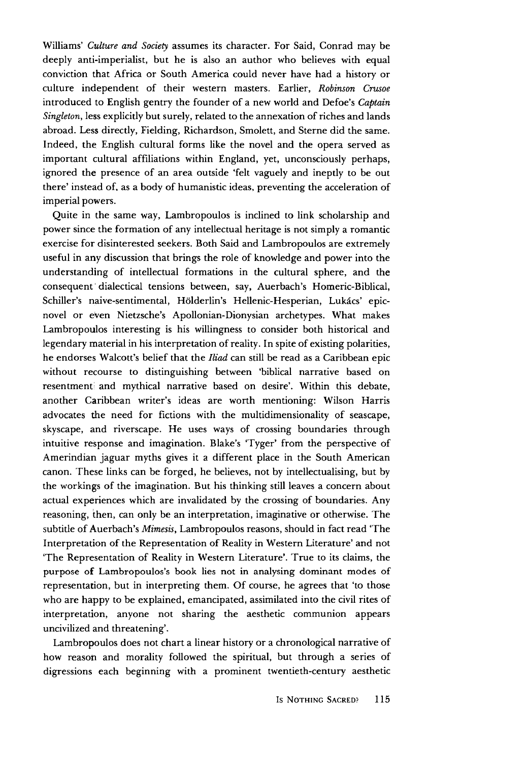Williams' *Culture and Society* assumes its character. For Said, Conrad may be deeply anti-imperialist, but he is also an author who believes with equal conviction that Africa or South America could never have had a history or culture independent of their western masters. Earlier, *Robinson Crusoe* introduced to English gentry the founder of a new world and Defoe's *Captain Singleton*, less explicitly but surely, related to the annexation of riches and lands abroad. Less directly, Fielding, Richardson, Smolett, and Sterne did the same. Indeed, the English cultural forms like the novel and the opera served as important cultural affiliations within England, yet, unconsciously perhaps, ignored the presence of an area outside 'felt vaguely and ineptly to be out there' instead of, as a body of humanistic ideas, preventing the acceleration of imperial powers.

Quite in the same way, Lambropoulos is inclined to link scholarship and power since the formation of any intellectual heritage is not simply a romantic exercise for disinterested seekers. Both Said and Lambropoulos are extremely useful in any discussion that brings the role of knowledge and power into the understanding of intellectual formations in the cultural sphere, and the consequent dialectical tensions between, say, Auerbach's Homeric-Biblical, Schiller's naive-sentimental, Hölderlin's Hellenic-Hesperian, Lukács' epic-novel or even Nietzsche's Apollonian-Dionysian archetypes. What makes Lambropoulos interesting is his willingness to consider both historical and legendary material in his interpretation of reality. In spite of existing polarities, he endorses Walcott's belief that the *Iliad* can still be read as a Caribbean epic without recourse to distinguishing between 'biblical narrative based on resentment and mythical narrative based on desire'. Within this debate, another Caribbean writer's ideas are worth mentioning: Wilson Harris advocates the need for fictions with the multidimensionality of seascape, skyscape, and riverscape. He uses ways of crossing boundaries through intuitive response and imagination. Blake's 'Tyger' from the perspective of Amerindian jaguar myths gives it a different place in the South American canon. These links can be forged, he believes, not by intellectualising, but by the workings of the imagination. But his thinking still leaves a concern about actual experiences which are invalidated by the crossing of boundaries. Any reasoning, then, can only be an interpretation, imaginative or otherwise. The subtitle of Auerbach's *Mimesis*, Lambropoulos reasons, should in fact read 'The Interpretation of the Representation of Reality in Western Literature' and not 'The Representation of Reality in Western Literature'. True to its claims, the purpose of Lambropoulos's book lies not in analysing dominant modes of representation, but in interpreting them. Of course, he agrees that 'to those who are happy to be explained, emancipated, assimilated into the civil rites of interpretation, anyone not sharing the aesthetic communion appears uncivilized and threatening'.

Lambropoulos does not chart a linear history or a chronological narrative of how reason and morality followed the spiritual, but through a series of digressions each beginning with a prominent twentieth-century aesthetic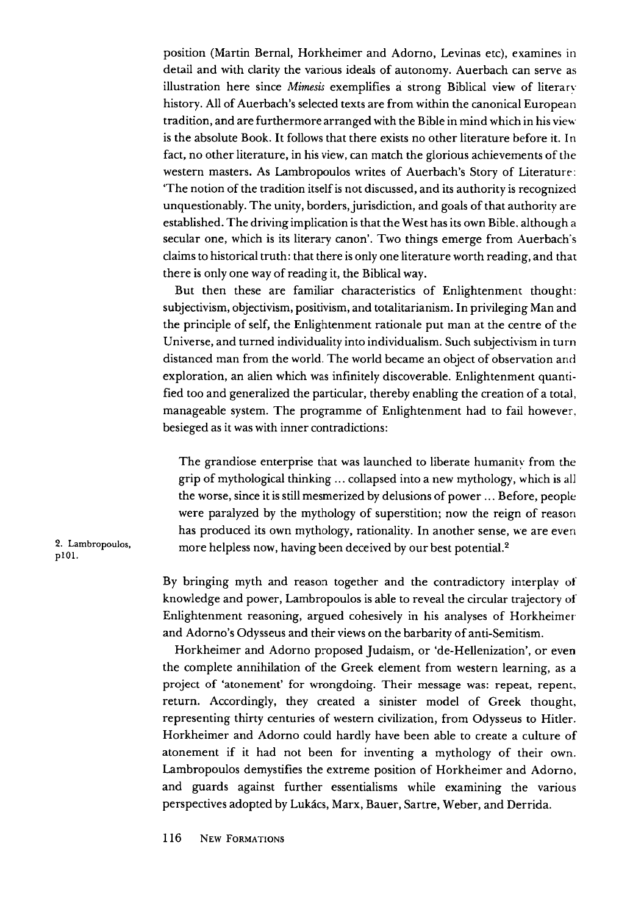position (Martin Bernal, Horkheimer and Adorno, Levinas etc), examines in detail and with clarity the various ideals of autonomy. Auerbach can serve as illustration here since *Mimesis* exemplifies a strong Biblical view of literary history. All of Auerbach's selected texts are from within the canonical European tradition, and are furthermore arranged with the Bible in mind which in his view is the absolute Book. It follows that there exists no other literature before it. In fact, no other literature, in his view, can match the glorious achievements of the western masters. As Lambropoulos writes of Auerbach's Story of Literature: 'The notion of the tradition itself is not discussed, and its authority is recognized unquestionably. The unity, borders, jurisdiction, and goals of that authority are established. The driving implication is that the West has its own Bible, although a secular one, which is its literary canon'. Two things emerge from Auerbach's claims to historical truth: that there is only one literature worth reading, and that there is only one way of reading it, the Biblical way.

But then these are familiar characteristics of Enlightenment thought: subjectivism, objectivism, positivism, and totalitarianism. In privileging Man and the principle of self, the Enlightenment rationale put man at the centre of the Universe, and turned individuality into individualism. Such subjectivism in turn distanced man from the world. The world became an object of observation and exploration, an alien which was infinitely discoverable. Enlightenment quantified too and generalized the particular, thereby enabling the creation of a total, manageable system. The programme of Enlightenment had to fail however, besieged as it was with inner contradictions:

> The grandiose enterprise that was launched to liberate humanity from the grip of mythological thinking ... collapsed into a new mythology, which is all the worse, since it is still mesmerized by delusions of power ... Before, people were paralyzed by the mythology of superstition; now the reign of reason has produced its own mythology, rationality. In another sense, we are even more helpless now, having been deceived by our best potential.[2]

2. Lambropoulos, p101.

By bringing myth and reason together and the contradictory interplay of knowledge and power, Lambropoulos is able to reveal the circular trajectory of Enlightenment reasoning, argued cohesively in his analyses of Horkheimer and Adorno's Odysseus and their views on the barbarity of anti-Semitism.

Horkheimer and Adorno proposed Judaism, or 'de-Hellenization', or even the complete annihilation of the Greek element from western learning, as a project of 'atonement' for wrongdoing. Their message was: repeat, repent, return. Accordingly, they created a sinister model of Greek thought, representing thirty centuries of western civilization, from Odysseus to Hitler. Horkheimer and Adorno could hardly have been able to create a culture of atonement if it had not been for inventing a mythology of their own. Lambropoulos demystifies the extreme position of Horkheimer and Adorno, and guards against further essentialisms while examining the various perspectives adopted by Lukács, Marx, Bauer, Sartre, Weber, and Derrida.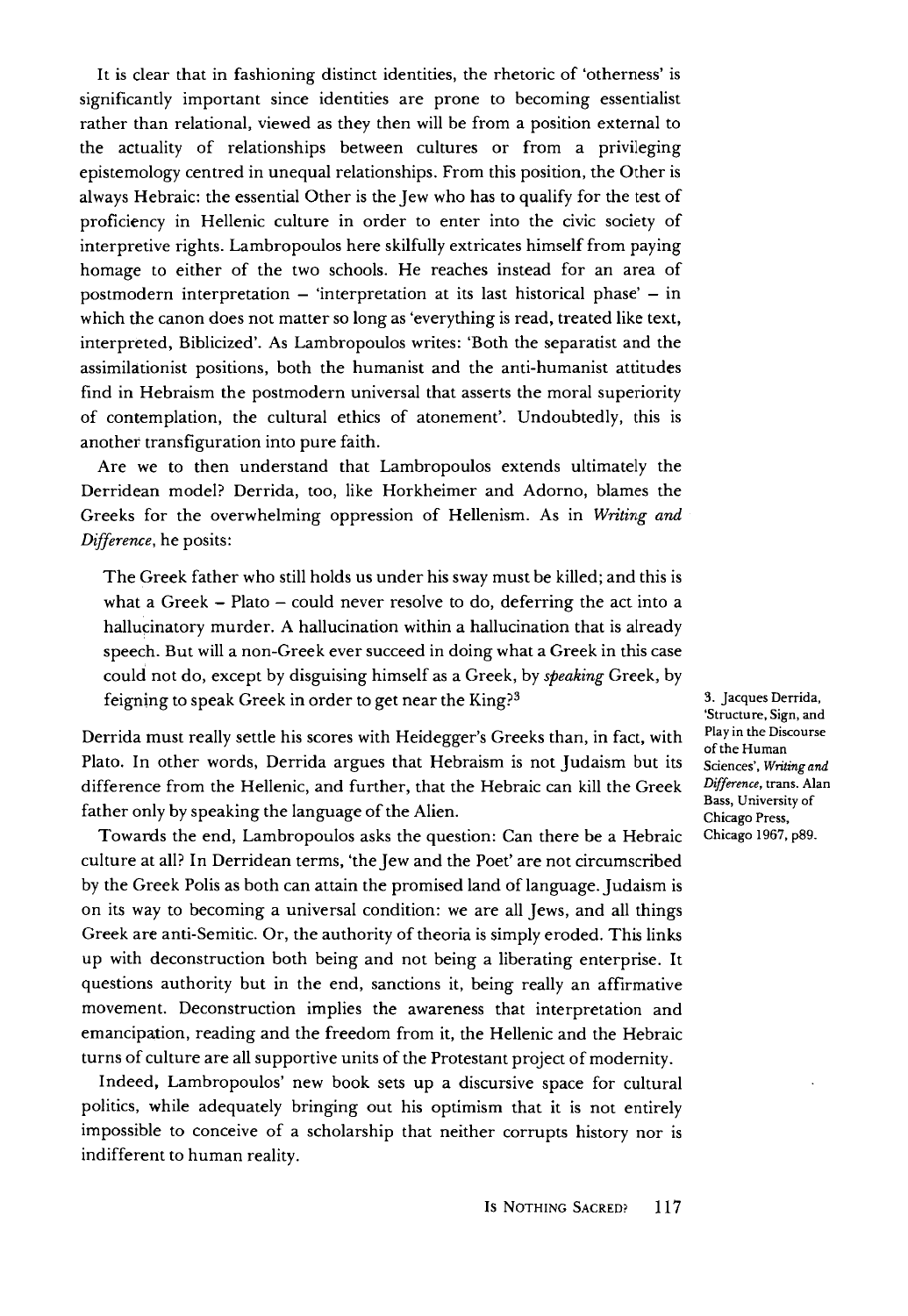It is clear that in fashioning distinct identities, the rhetoric of 'otherness' is significantly important since identities are prone to becoming essentialist rather than relational, viewed as they then will be from a position external to the actuality of relationships between cultures or from a privileging epistemology centred in unequal relationships. From this position, the Other is always Hebraic: the essential Other is the Jew who has to qualify for the test of proficiency in Hellenic culture in order to enter into the civic society of interpretive rights. Lambropoulos here skilfully extricates himself from paying homage to either of the two schools. He reaches instead for an area of postmodern interpretation – 'interpretation at its last historical phase' – in which the canon does not matter so long as 'everything is read, treated like text, interpreted, Biblicized'. As Lambropoulos writes: 'Both the separatist and the assimilationist positions, both the humanist and the anti-humanist attitudes find in Hebraism the postmodern universal that asserts the moral superiority of contemplation, the cultural ethics of atonement'. Undoubtedly, this is another transfiguration into pure faith.

Are we to then understand that Lambropoulos extends ultimately the Derridean model? Derrida, too, like Horkheimer and Adorno, blames the Greeks for the overwhelming oppression of Hellenism. As in *Writing and Difference*, he posits:

> The Greek father who still holds us under his sway must be killed; and this is what a Greek – Plato – could never resolve to do, deferring the act into a hallucinatory murder. A hallucination within a hallucination that is already speech. But will a non-Greek ever succeed in doing what a Greek in this case could not do, except by disguising himself as a Greek, by *speaking* Greek, by feigning to speak Greek in order to get near the King?[3]

Derrida must really settle his scores with Heidegger's Greeks than, in fact, with Plato. In other words, Derrida argues that Hebraism is not Judaism but its difference from the Hellenic, and further, that the Hebraic can kill the Greek father only by speaking the language of the Alien.

Towards the end, Lambropoulos asks the question: Can there be a Hebraic culture at all? In Derridean terms, 'the Jew and the Poet' are not circumscribed by the Greek Polis as both can attain the promised land of language. Judaism is on its way to becoming a universal condition: we are all Jews, and all things Greek are anti-Semitic. Or, the authority of theoria is simply eroded. This links up with deconstruction both being and not being a liberating enterprise. It questions authority but in the end, sanctions it, being really an affirmative movement. Deconstruction implies the awareness that interpretation and emancipation, reading and the freedom from it, the Hellenic and the Hebraic turns of culture are all supportive units of the Protestant project of modernity.

Indeed, Lambropoulos' new book sets up a discursive space for cultural politics, while adequately bringing out his optimism that it is not entirely impossible to conceive of a scholarship that neither corrupts history nor is indifferent to human reality.

3. Jacques Derrida, 'Structure, Sign, and Play in the Discourse of the Human Sciences', *Writing and Difference*, trans. Alan Bass, University of Chicago Press, Chicago 1967, p89.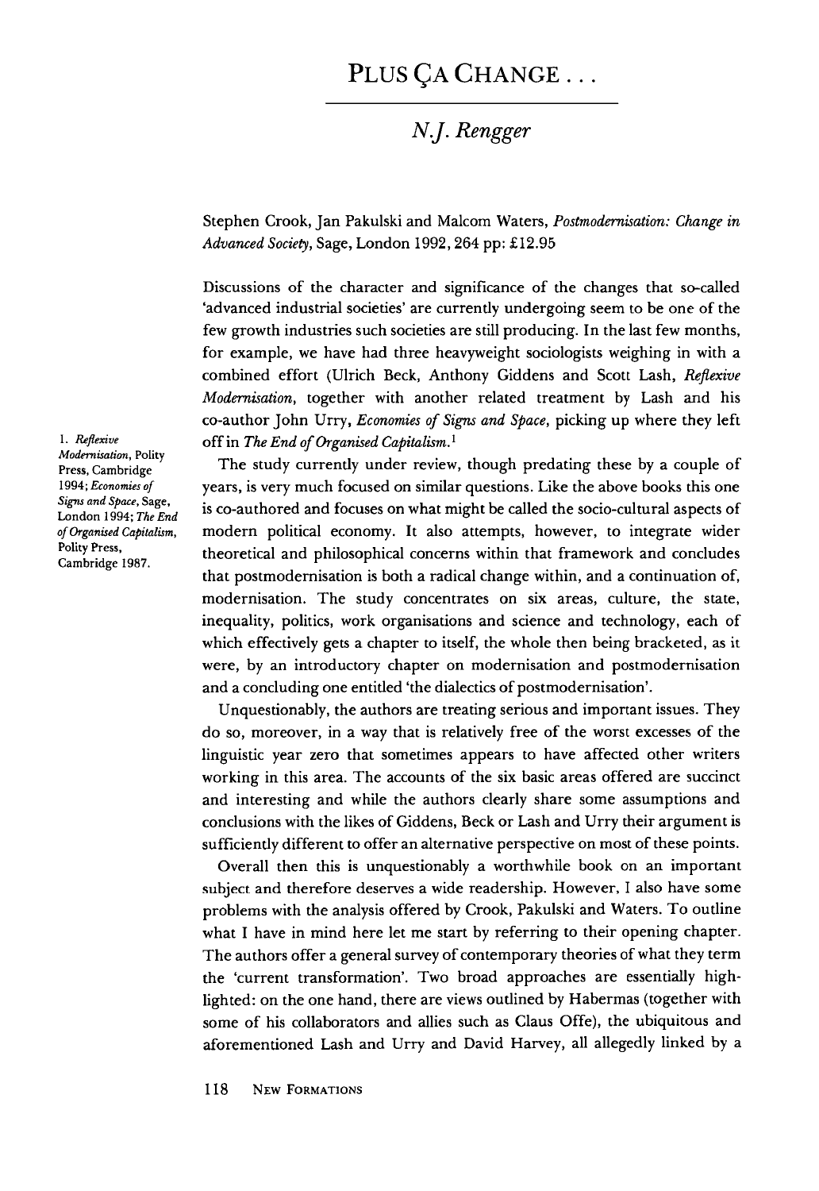# PLUS ÇA CHANGE . . .

*N.J. Rengger*

Stephen Crook, Jan Pakulski and Malcom Waters, *Postmodernisation: Change in Advanced Society*, Sage, London 1992, 264 pp: £12.95

Discussions of the character and significance of the changes that so-called 'advanced industrial societies' are currently undergoing seem to be one of the few growth industries such societies are still producing. In the last few months, for example, we have had three heavyweight sociologists weighing in with a combined effort (Ulrich Beck, Anthony Giddens and Scott Lash, *Reflexive Modernisation*, together with another related treatment by Lash and his co-author John Urry, *Economies of Signs and Space*, picking up where they left off in *The End of Organised Capitalism*.[1]

The study currently under review, though predating these by a couple of years, is very much focused on similar questions. Like the above books this one is co-authored and focuses on what might be called the socio-cultural aspects of modern political economy. It also attempts, however, to integrate wider theoretical and philosophical concerns within that framework and concludes that postmodernisation is both a radical change within, and a continuation of, modernisation. The study concentrates on six areas, culture, the state, inequality, politics, work organisations and science and technology, each of which effectively gets a chapter to itself, the whole then being bracketed, as it were, by an introductory chapter on modernisation and postmodernisation and a concluding one entitled 'the dialectics of postmodernisation'.

Unquestionably, the authors are treating serious and important issues. They do so, moreover, in a way that is relatively free of the worst excesses of the linguistic year zero that sometimes appears to have affected other writers working in this area. The accounts of the six basic areas offered are succinct and interesting and while the authors clearly share some assumptions and conclusions with the likes of Giddens, Beck or Lash and Urry their argument is sufficiently different to offer an alternative perspective on most of these points.

Overall then this is unquestionably a worthwhile book on an important subject and therefore deserves a wide readership. However, I also have some problems with the analysis offered by Crook, Pakulski and Waters. To outline what I have in mind here let me start by referring to their opening chapter. The authors offer a general survey of contemporary theories of what they term the 'current transformation'. Two broad approaches are essentially highlighted: on the one hand, there are views outlined by Habermas (together with some of his collaborators and allies such as Claus Offe), the ubiquitous and aforementioned Lash and Urry and David Harvey, all allegedly linked by a

1. *Reflexive Modernisation*, Polity Press, Cambridge 1994; *Economies of Signs and Space*, Sage, London 1994; *The End of Organised Capitalism*, Polity Press, Cambridge 1987.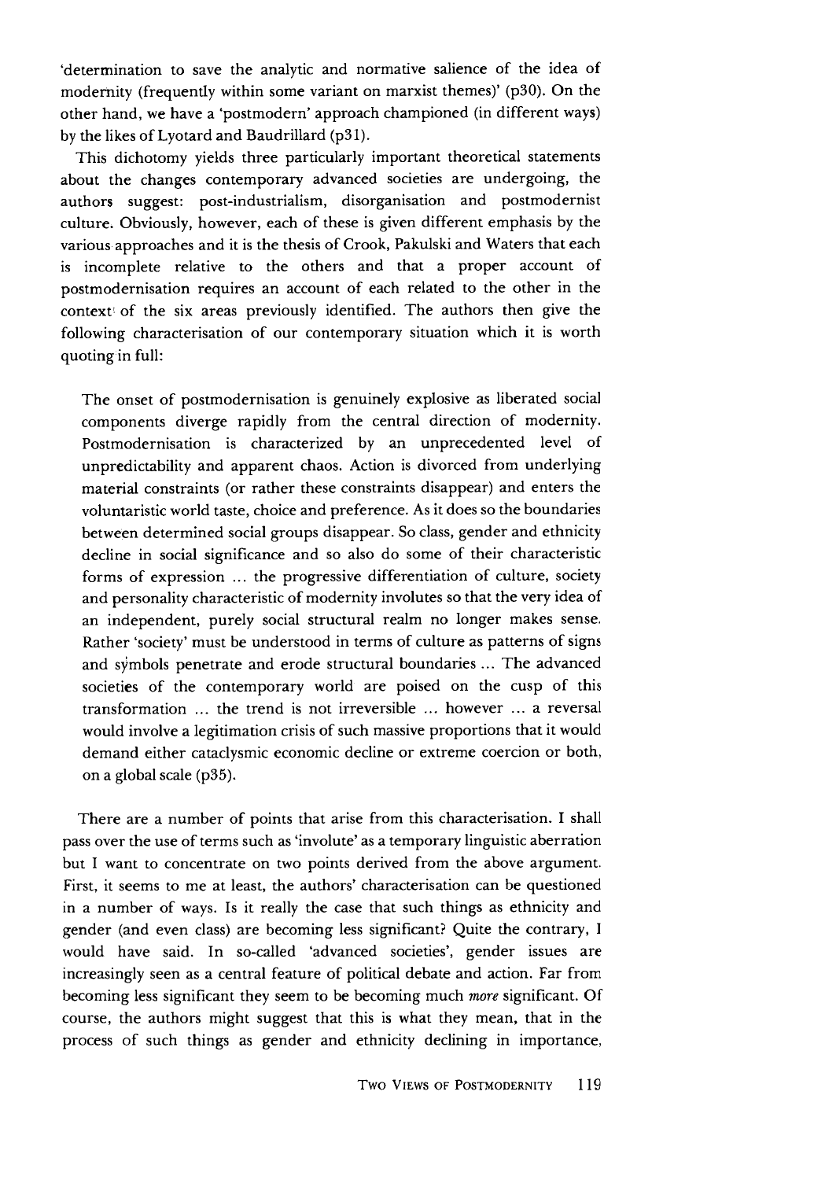'determination to save the analytic and normative salience of the idea of modernity (frequently within some variant on marxist themes)' (p30). On the other hand, we have a 'postmodern' approach championed (in different ways) by the likes of Lyotard and Baudrillard (p31).

This dichotomy yields three particularly important theoretical statements about the changes contemporary advanced societies are undergoing, the authors suggest: post-industrialism, disorganisation and postmodernist culture. Obviously, however, each of these is given different emphasis by the various approaches and it is the thesis of Crook, Pakulski and Waters that each is incomplete relative to the others and that a proper account of postmodernisation requires an account of each related to the other in the context of the six areas previously identified. The authors then give the following characterisation of our contemporary situation which it is worth quoting in full:

> The onset of postmodernisation is genuinely explosive as liberated social components diverge rapidly from the central direction of modernity. Postmodernisation is characterized by an unprecedented level of unpredictability and apparent chaos. Action is divorced from underlying material constraints (or rather these constraints disappear) and enters the voluntaristic world taste, choice and preference. As it does so the boundaries between determined social groups disappear. So class, gender and ethnicity decline in social significance and so also do some of their characteristic forms of expression ... the progressive differentiation of culture, society and personality characteristic of modernity involutes so that the very idea of an independent, purely social structural realm no longer makes sense. Rather 'society' must be understood in terms of culture as patterns of signs and symbols penetrate and erode structural boundaries ... The advanced societies of the contemporary world are poised on the cusp of this transformation ... the trend is not irreversible ... however ... a reversal would involve a legitimation crisis of such massive proportions that it would demand either cataclysmic economic decline or extreme coercion or both, on a global scale (p35).

There are a number of points that arise from this characterisation. I shall pass over the use of terms such as 'involute' as a temporary linguistic aberration but I want to concentrate on two points derived from the above argument. First, it seems to me at least, the authors' characterisation can be questioned in a number of ways. Is it really the case that such things as ethnicity and gender (and even class) are becoming less significant? Quite the contrary, I would have said. In so-called 'advanced societies', gender issues are increasingly seen as a central feature of political debate and action. Far from becoming less significant they seem to be becoming much *more* significant. Of course, the authors might suggest that this is what they mean, that in the process of such things as gender and ethnicity declining in importance,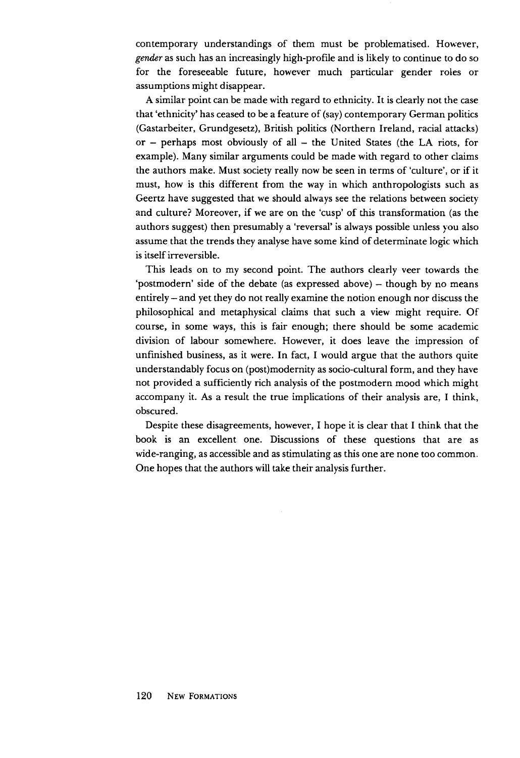contemporary understandings of them must be problematised. However, *gender* as such has an increasingly high-profile and is likely to continue to do so for the foreseeable future, however much particular gender roles or assumptions might disappear.

A similar point can be made with regard to ethnicity. It is clearly not the case that 'ethnicity' has ceased to be a feature of (say) contemporary German politics (Gastarbeiter, Grundgesetz), British politics (Northern Ireland, racial attacks) or – perhaps most obviously of all – the United States (the LA riots, for example). Many similar arguments could be made with regard to other claims the authors make. Must society really now be seen in terms of 'culture', or if it must, how is this different from the way in which anthropologists such as Geertz have suggested that we should always see the relations between society and culture? Moreover, if we are on the 'cusp' of this transformation (as the authors suggest) then presumably a 'reversal' is always possible unless you also assume that the trends they analyse have some kind of determinate logic which is itself irreversible.

This leads on to my second point. The authors clearly veer towards the 'postmodern' side of the debate (as expressed above) – though by no means entirely – and yet they do not really examine the notion enough nor discuss the philosophical and metaphysical claims that such a view might require. Of course, in some ways, this is fair enough; there should be some academic division of labour somewhere. However, it does leave the impression of unfinished business, as it were. In fact, I would argue that the authors quite understandably focus on (post)modernity as socio-cultural form, and they have not provided a sufficiently rich analysis of the postmodern mood which might accompany it. As a result the true implications of their analysis are, I think, obscured.

Despite these disagreements, however, I hope it is clear that I think that the book is an excellent one. Discussions of these questions that are as wide-ranging, as accessible and as stimulating as this one are none too common. One hopes that the authors will take their analysis further.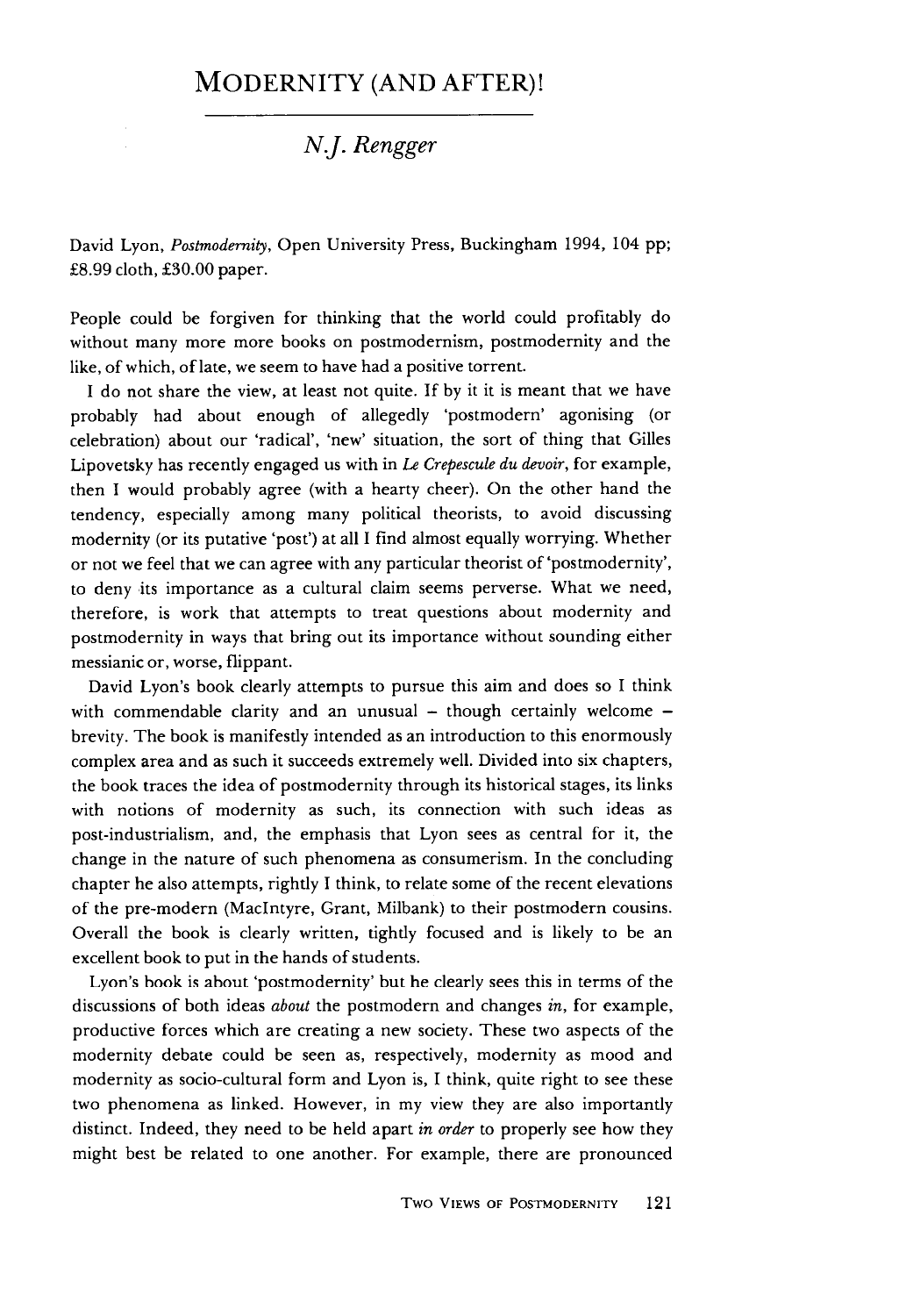# MODERNITY (AND AFTER)!

*N.J. Rengger*

David Lyon, *Postmodernity*, Open University Press, Buckingham 1994, 104 pp; £8.99 cloth, £30.00 paper.

People could be forgiven for thinking that the world could profitably do without many more more books on postmodernism, postmodernity and the like, of which, of late, we seem to have had a positive torrent.

I do not share the view, at least not quite. If by it it is meant that we have probably had about enough of allegedly 'postmodern' agonising (or celebration) about our 'radical', 'new' situation, the sort of thing that Gilles Lipovetsky has recently engaged us with in *Le Crepescule du devoir*, for example, then I would probably agree (with a hearty cheer). On the other hand the tendency, especially among many political theorists, to avoid discussing modernity (or its putative 'post') at all I find almost equally worrying. Whether or not we feel that we can agree with any particular theorist of 'postmodernity', to deny its importance as a cultural claim seems perverse. What we need, therefore, is work that attempts to treat questions about modernity and postmodernity in ways that bring out its importance without sounding either messianic or, worse, flippant.

David Lyon's book clearly attempts to pursue this aim and does so I think with commendable clarity and an unusual – though certainly welcome – brevity. The book is manifestly intended as an introduction to this enormously complex area and as such it succeeds extremely well. Divided into six chapters, the book traces the idea of postmodernity through its historical stages, its links with notions of modernity as such, its connection with such ideas as post-industrialism, and, the emphasis that Lyon sees as central for it, the change in the nature of such phenomena as consumerism. In the concluding chapter he also attempts, rightly I think, to relate some of the recent elevations of the pre-modern (MacIntyre, Grant, Milbank) to their postmodern cousins. Overall the book is clearly written, tightly focused and is likely to be an excellent book to put in the hands of students.

Lyon's book is about 'postmodernity' but he clearly sees this in terms of the discussions of both ideas *about* the postmodern and changes *in*, for example, productive forces which are creating a new society. These two aspects of the modernity debate could be seen as, respectively, modernity as mood and modernity as socio-cultural form and Lyon is, I think, quite right to see these two phenomena as linked. However, in my view they are also importantly distinct. Indeed, they need to be held apart *in order* to properly see how they might best be related to one another. For example, there are pronounced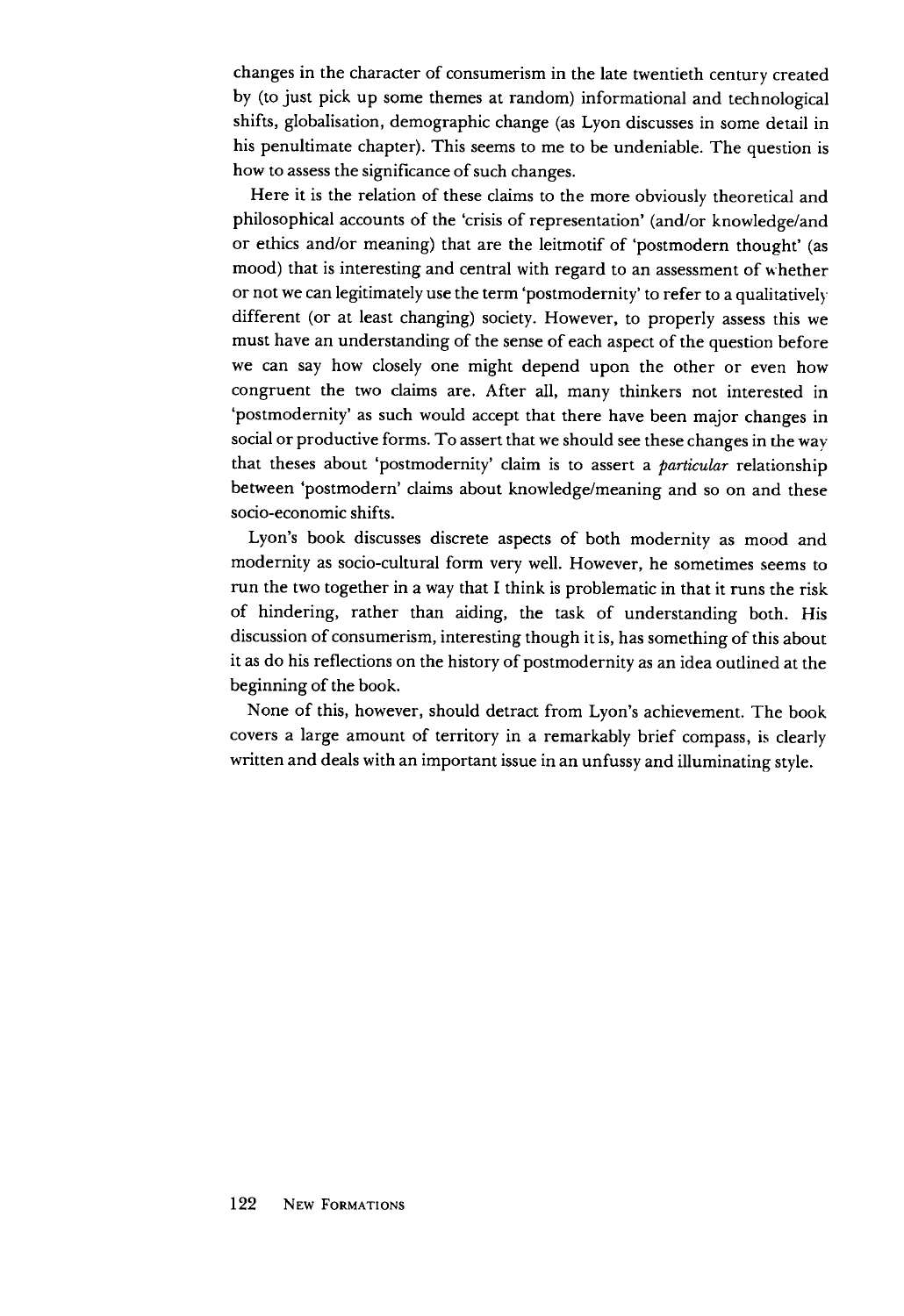changes in the character of consumerism in the late twentieth century created by (to just pick up some themes at random) informational and technological shifts, globalisation, demographic change (as Lyon discusses in some detail in his penultimate chapter). This seems to me to be undeniable. The question is how to assess the significance of such changes.

Here it is the relation of these claims to the more obviously theoretical and philosophical accounts of the 'crisis of representation' (and/or knowledge/and or ethics and/or meaning) that are the leitmotif of 'postmodern thought' (as mood) that is interesting and central with regard to an assessment of whether or not we can legitimately use the term 'postmodernity' to refer to a qualitatively different (or at least changing) society. However, to properly assess this we must have an understanding of the sense of each aspect of the question before we can say how closely one might depend upon the other or even how congruent the two claims are. After all, many thinkers not interested in 'postmodernity' as such would accept that there have been major changes in social or productive forms. To assert that we should see these changes in the way that theses about 'postmodernity' claim is to assert a *particular* relationship between 'postmodern' claims about knowledge/meaning and so on and these socio-economic shifts.

Lyon's book discusses discrete aspects of both modernity as mood and modernity as socio-cultural form very well. However, he sometimes seems to run the two together in a way that I think is problematic in that it runs the risk of hindering, rather than aiding, the task of understanding both. His discussion of consumerism, interesting though it is, has something of this about it as do his reflections on the history of postmodernity as an idea outlined at the beginning of the book.

None of this, however, should detract from Lyon's achievement. The book covers a large amount of territory in a remarkably brief compass, is clearly written and deals with an important issue in an unfussy and illuminating style.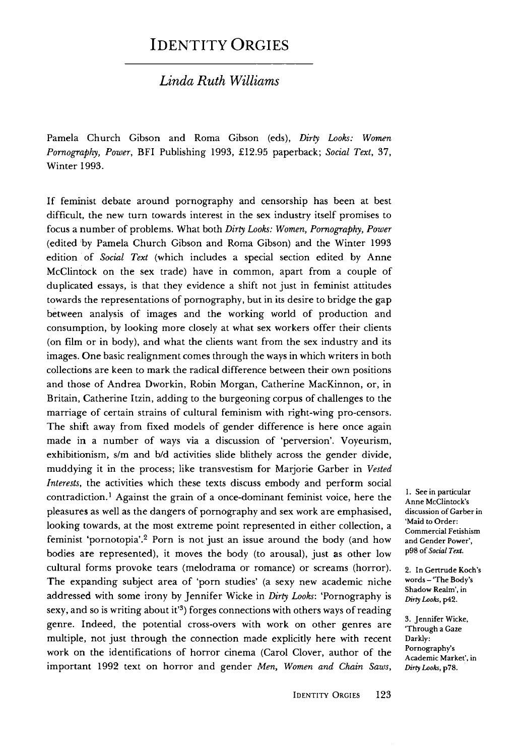# IDENTITY ORGIES

## *Linda Ruth Williams*

Pamela Church Gibson and Roma Gibson (eds), *Dirty Looks: Women Pornography, Power*, BFI Publishing 1993, £12.95 paperback; *Social Text*, 37, Winter 1993.

If feminist debate around pornography and censorship has been at best difficult, the new turn towards interest in the sex industry itself promises to focus a number of problems. What both *Dirty Looks: Women, Pornography, Power* (edited by Pamela Church Gibson and Roma Gibson) and the Winter 1993 edition of *Social Text* (which includes a special section edited by Anne McClintock on the sex trade) have in common, apart from a couple of duplicated essays, is that they evidence a shift not just in feminist attitudes towards the representations of pornography, but in its desire to bridge the gap between analysis of images and the working world of production and consumption, by looking more closely at what sex workers offer their clients (on film or in body), and what the clients want from the sex industry and its images. One basic realignment comes through the ways in which writers in both collections are keen to mark the radical difference between their own positions and those of Andrea Dworkin, Robin Morgan, Catherine MacKinnon, or, in Britain, Catherine Itzin, adding to the burgeoning corpus of challenges to the marriage of certain strains of cultural feminism with right-wing pro-censors. The shift away from fixed models of gender difference is here once again made in a number of ways via a discussion of 'perversion'. Voyeurism, exhibitionism, s/m and b/d activities slide blithely across the gender divide, muddying it in the process; like transvestism for Marjorie Garber in *Vested Interests*, the activities which these texts discuss embody and perform social contradiction.[1] Against the grain of a once-dominant feminist voice, here the pleasures as well as the dangers of pornography and sex work are emphasised, looking towards, at the most extreme point represented in either collection, a feminist 'pornotopia'.[2] Porn is not just an issue around the body (and how bodies are represented), it moves the body (to arousal), just as other low cultural forms provoke tears (melodrama or romance) or screams (horror). The expanding subject area of 'porn studies' (a sexy new academic niche addressed with some irony by Jennifer Wicke in *Dirty Looks*: 'Pornography is sexy, and so is writing about it'[3]) forges connections with others ways of reading genre. Indeed, the potential cross-overs with work on other genres are multiple, not just through the connection made explicitly here with recent work on the identifications of horror cinema (Carol Clover, author of the important 1992 text on horror and gender *Men, Women and Chain Saws*,

1. See in particular Anne McClintock's discussion of Garber in 'Maid to Order: Commercial Fetishism and Gender Power', p98 of *Social Text*.

2. In Gertrude Koch's words – 'The Body's Shadow Realm', in *Dirty Looks*, p42.

3. Jennifer Wicke, 'Through a Gaze Darkly: Pornography's Academic Market', in *Dirty Looks*, p78.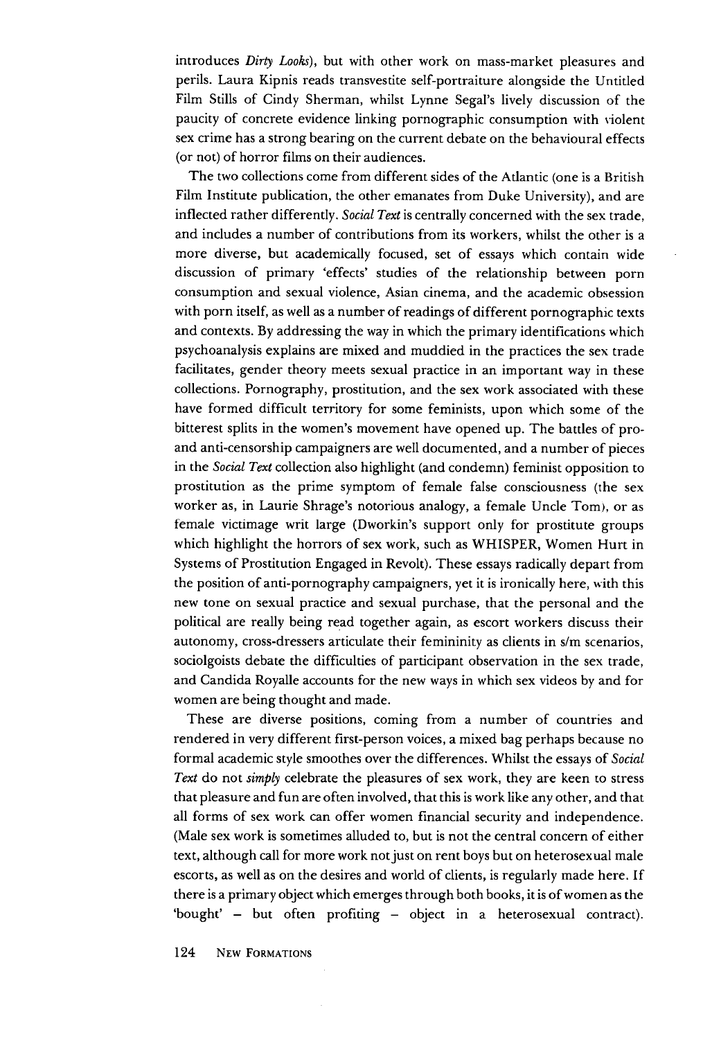introduces *Dirty Looks*), but with other work on mass-market pleasures and perils. Laura Kipnis reads transvestite self-portraiture alongside the Untitled Film Stills of Cindy Sherman, whilst Lynne Segal's lively discussion of the paucity of concrete evidence linking pornographic consumption with violent sex crime has a strong bearing on the current debate on the behavioural effects (or not) of horror films on their audiences.

The two collections come from different sides of the Atlantic (one is a British Film Institute publication, the other emanates from Duke University), and are inflected rather differently. *Social Text* is centrally concerned with the sex trade, and includes a number of contributions from its workers, whilst the other is a more diverse, but academically focused, set of essays which contain wide discussion of primary 'effects' studies of the relationship between porn consumption and sexual violence, Asian cinema, and the academic obsession with porn itself, as well as a number of readings of different pornographic texts and contexts. By addressing the way in which the primary identifications which psychoanalysis explains are mixed and muddied in the practices the sex trade facilitates, gender theory meets sexual practice in an important way in these collections. Pornography, prostitution, and the sex work associated with these have formed difficult territory for some feminists, upon which some of the bitterest splits in the women's movement have opened up. The battles of pro- and anti-censorship campaigners are well documented, and a number of pieces in the *Social Text* collection also highlight (and condemn) feminist opposition to prostitution as the prime symptom of female false consciousness (the sex worker as, in Laurie Shrage's notorious analogy, a female Uncle Tom), or as female victimage writ large (Dworkin's support only for prostitute groups which highlight the horrors of sex work, such as WHISPER, Women Hurt in Systems of Prostitution Engaged in Revolt). These essays radically depart from the position of anti-pornography campaigners, yet it is ironically here, with this new tone on sexual practice and sexual purchase, that the personal and the political are really being read together again, as escort workers discuss their autonomy, cross-dressers articulate their femininity as clients in s/m scenarios, sociolgoists debate the difficulties of participant observation in the sex trade, and Candida Royalle accounts for the new ways in which sex videos by and for women are being thought and made.

These are diverse positions, coming from a number of countries and rendered in very different first-person voices, a mixed bag perhaps because no formal academic style smoothes over the differences. Whilst the essays of *Social Text* do not *simply* celebrate the pleasures of sex work, they are keen to stress that pleasure and fun are often involved, that this is work like any other, and that all forms of sex work can offer women financial security and independence. (Male sex work is sometimes alluded to, but is not the central concern of either text, although call for more work not just on rent boys but on heterosexual male escorts, as well as on the desires and world of clients, is regularly made here. If there is a primary object which emerges through both books, it is of women as the 'bought' – but often profiting – object in a heterosexual contract).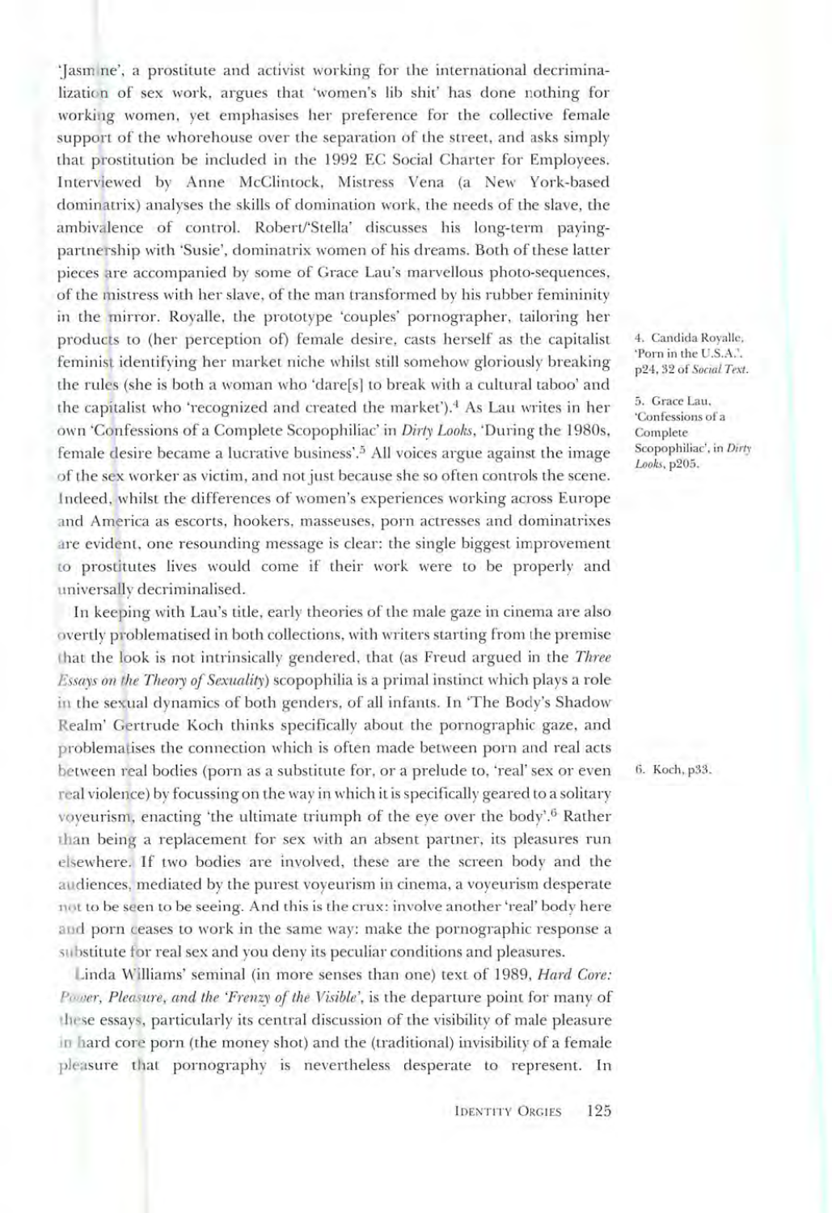'Jasmine', a prostitute and activist working for the international decriminalization of sex work, argues that 'women's lib shit' has done nothing for working women, yet emphasises her preference for the collective female support of the whorehouse over the separation of the street, and asks simply that prostitution be included in the 1992 EC Social Charter for Employees. Interviewed by Anne McClintock, Mistress Vena (a New York-based dominatrix) analyses the skills of domination work, the needs of the slave, the ambivalence of control. Robert/'Stella' discusses his long-term paying-partnership with 'Susie', dominatrix women of his dreams. Both of these latter pieces are accompanied by some of Grace Lau's marvellous photo-sequences, of the mistress with her slave, of the man transformed by his rubber femininity in the mirror. Royalle, the prototype 'couples' pornographer, tailoring her products to (her perception of) female desire, casts herself as the capitalist feminist identifying her market niche whilst still somehow gloriously breaking the rules (she is both a woman who 'dare[s] to break with a cultural taboo' and the capitalist who 'recognized and created the market').[4] As Lau writes in her own 'Confessions of a Complete Scopophiliac' in *Dirty Looks*, 'During the 1980s, female desire became a lucrative business'.[5] All voices argue against the image of the sex worker as victim, and not just because she so often controls the scene. Indeed, whilst the differences of women's experiences working across Europe and America as escorts, hookers, masseuses, porn actresses and dominatrixes are evident, one resounding message is clear: the single biggest improvement to prostitutes lives would come if their work were to be properly and universally decriminalised.

In keeping with Lau's title, early theories of the male gaze in cinema are also overtly problematised in both collections, with writers starting from the premise that the look is not intrinsically gendered, that (as Freud argued in the *Three Essays on the Theory of Sexuality*) scopophilia is a primal instinct which plays a role in the sexual dynamics of both genders, of all infants. In 'The Body's Shadow Realm' Gertrude Koch thinks specifically about the pornographic gaze, and problematises the connection which is often made between porn and real acts between real bodies (porn as a substitute for, or a prelude to, 'real' sex or even real violence) by focussing on the way in which it is specifically geared to a solitary voyeurism, enacting 'the ultimate triumph of the eye over the body'.[6] Rather than being a replacement for sex with an absent partner, its pleasures run elsewhere. If two bodies are involved, these are the screen body and the audiences, mediated by the purest voyeurism in cinema, a voyeurism desperate not to be seen to be seeing. And this is the crux: involve another 'real' body here and porn ceases to work in the same way: make the pornographic response a substitute for real sex and you deny its peculiar conditions and pleasures.

Linda Williams' seminal (in more senses than one) text of 1989, *Hard Core: Power, Pleasure, and the 'Frenzy of the Visible'*, is the departure point for many of these essays, particularly its central discussion of the visibility of male pleasure in hard core porn (the money shot) and the (traditional) invisibility of a female pleasure that pornography is nevertheless desperate to represent. In

4. Candida Royalle, 'Porn in the U.S.A.', p24, 32 of *Social Text*.

5. Grace Lau, 'Confessions of a Complete Scopophiliac', in *Dirty Looks*, p205.

6. Koch, p33.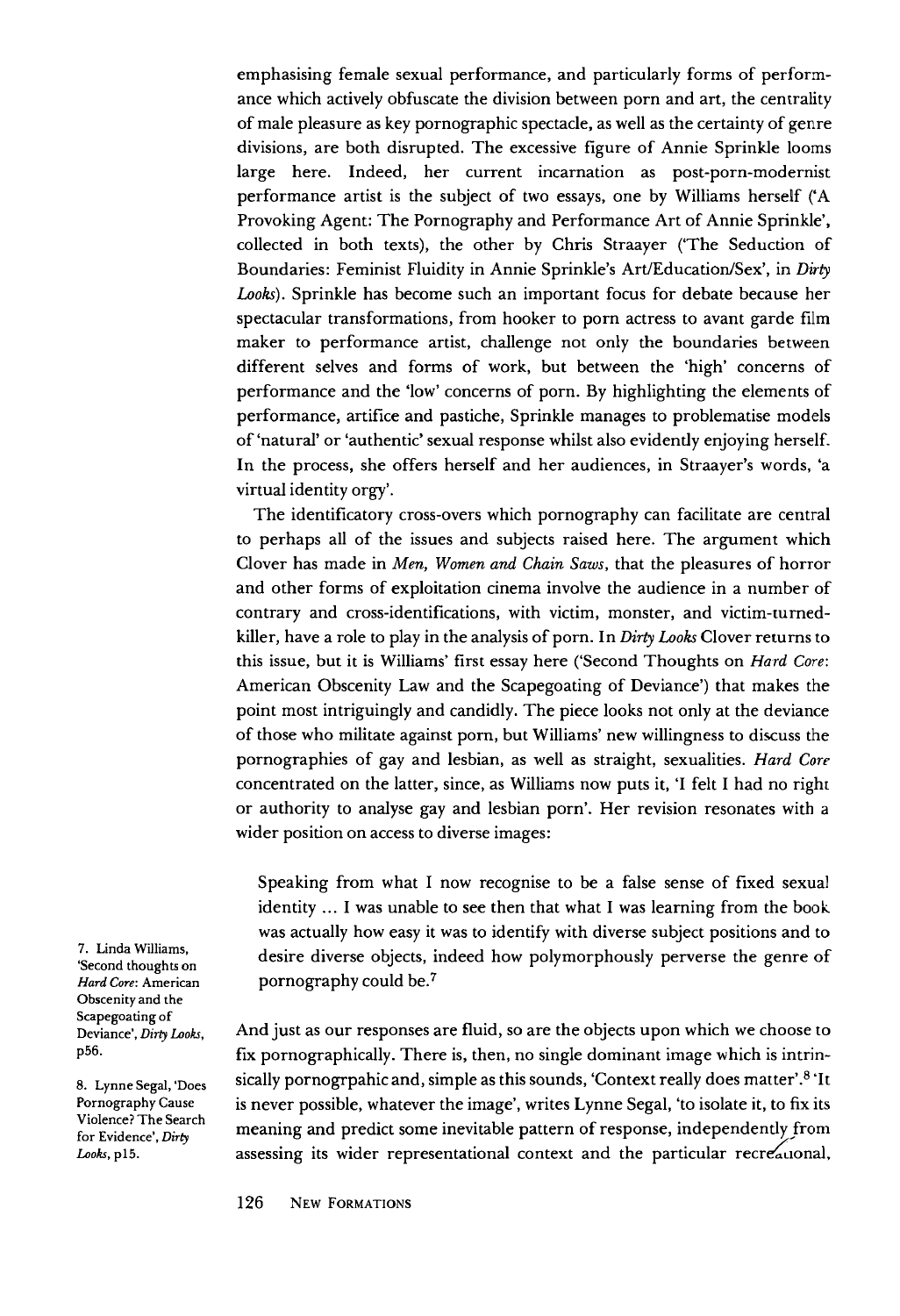emphasising female sexual performance, and particularly forms of performance which actively obfuscate the division between porn and art, the centrality of male pleasure as key pornographic spectacle, as well as the certainty of genre divisions, are both disrupted. The excessive figure of Annie Sprinkle looms large here. Indeed, her current incarnation as post-porn-modernist performance artist is the subject of two essays, one by Williams herself ('A Provoking Agent: The Pornography and Performance Art of Annie Sprinkle', collected in both texts), the other by Chris Straayer ('The Seduction of Boundaries: Feminist Fluidity in Annie Sprinkle's Art/Education/Sex', in *Dirty Looks*). Sprinkle has become such an important focus for debate because her spectacular transformations, from hooker to porn actress to avant garde film maker to performance artist, challenge not only the boundaries between different selves and forms of work, but between the 'high' concerns of performance and the 'low' concerns of porn. By highlighting the elements of performance, artifice and pastiche, Sprinkle manages to problematise models of 'natural' or 'authentic' sexual response whilst also evidently enjoying herself. In the process, she offers herself and her audiences, in Straayer's words, 'a virtual identity orgy'.

The identificatory cross-overs which pornography can facilitate are central to perhaps all of the issues and subjects raised here. The argument which Clover has made in *Men, Women and Chain Saws*, that the pleasures of horror and other forms of exploitation cinema involve the audience in a number of contrary and cross-identifications, with victim, monster, and victim-turned-killer, have a role to play in the analysis of porn. In *Dirty Looks* Clover returns to this issue, but it is Williams' first essay here ('Second Thoughts on *Hard Core*: American Obscenity Law and the Scapegoating of Deviance') that makes the point most intriguingly and candidly. The piece looks not only at the deviance of those who militate against porn, but Williams' new willingness to discuss the pornographies of gay and lesbian, as well as straight, sexualities. *Hard Core* concentrated on the latter, since, as Williams now puts it, 'I felt I had no right or authority to analyse gay and lesbian porn'. Her revision resonates with a wider position on access to diverse images:

> Speaking from what I now recognise to be a false sense of fixed sexual identity ... I was unable to see then that what I was learning from the book was actually how easy it was to identify with diverse subject positions and to desire diverse objects, indeed how polymorphously perverse the genre of pornography could be.[7]

And just as our responses are fluid, so are the objects upon which we choose to fix pornographically. There is, then, no single dominant image which is intrinsically pornogrpahic and, simple as this sounds, 'Context really does matter'.[8] 'It is never possible, whatever the image', writes Lynne Segal, 'to isolate it, to fix its meaning and predict some inevitable pattern of response, independently from assessing its wider representational context and the particular recreational,

7. Linda Williams, 'Second thoughts on *Hard Core*: American Obscenity and the Scapegoating of Deviance', *Dirty Looks*, p56.

8. Lynne Segal, 'Does Pornography Cause Violence? The Search for Evidence', *Dirty Looks*, p15.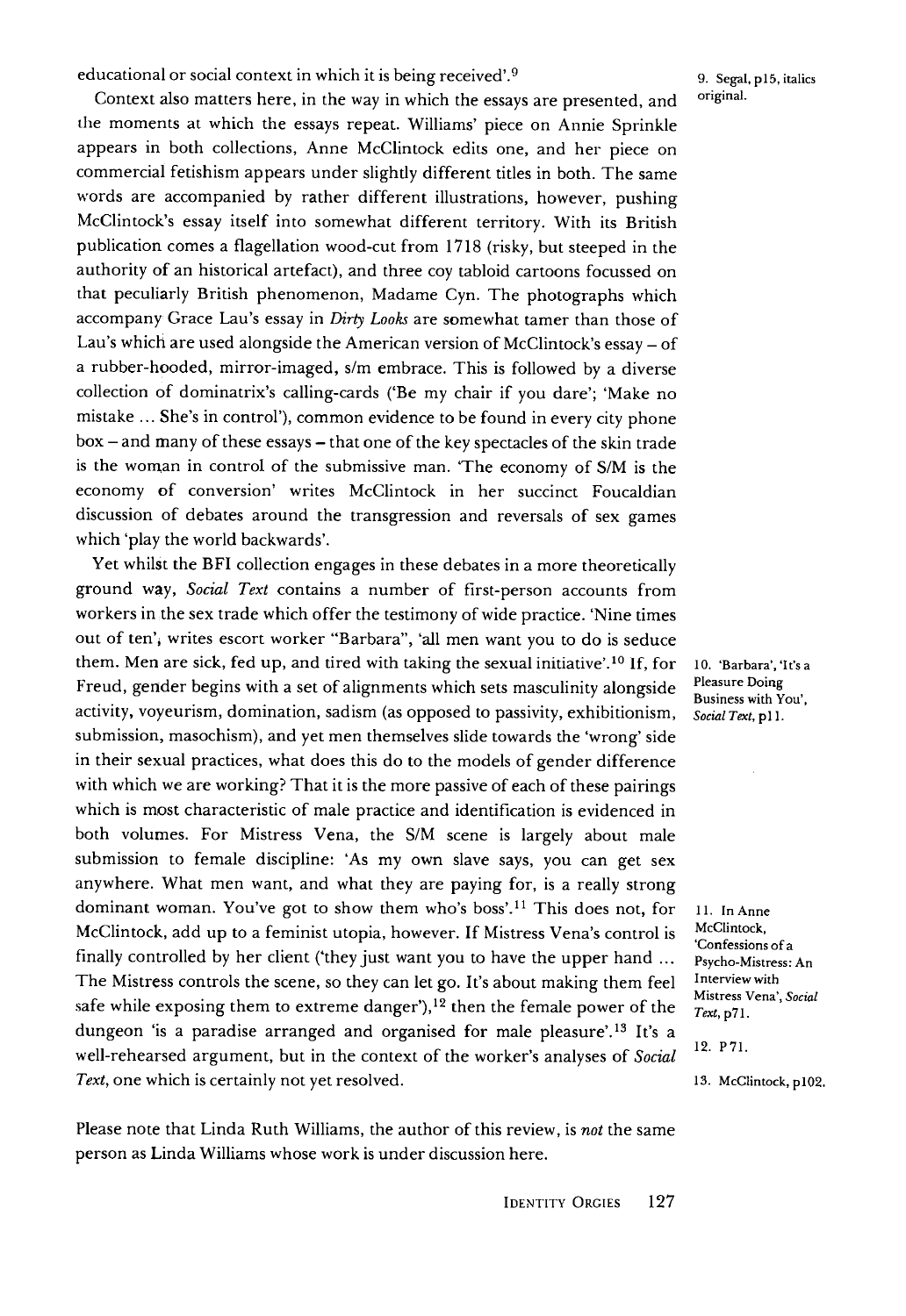educational or social context in which it is being received'.[9]

Context also matters here, in the way in which the essays are presented, and the moments at which the essays repeat. Williams' piece on Annie Sprinkle appears in both collections, Anne McClintock edits one, and her piece on commercial fetishism appears under slightly different titles in both. The same words are accompanied by rather different illustrations, however, pushing McClintock's essay itself into somewhat different territory. With its British publication comes a flagellation wood-cut from 1718 (risky, but steeped in the authority of an historical artefact), and three coy tabloid cartoons focussed on that peculiarly British phenomenon, Madame Cyn. The photographs which accompany Grace Lau's essay in *Dirty Looks* are somewhat tamer than those of Lau's which are used alongside the American version of McClintock's essay – of a rubber-hooded, mirror-imaged, s/m embrace. This is followed by a diverse collection of dominatrix's calling-cards ('Be my chair if you dare'; 'Make no mistake ... She's in control'), common evidence to be found in every city phone box – and many of these essays – that one of the key spectacles of the skin trade is the woman in control of the submissive man. 'The economy of S/M is the economy of conversion' writes McClintock in her succinct Foucaldian discussion of debates around the transgression and reversals of sex games which 'play the world backwards'.

Yet whilst the BFI collection engages in these debates in a more theoretically ground way, *Social Text* contains a number of first-person accounts from workers in the sex trade which offer the testimony of wide practice. 'Nine times out of ten', writes escort worker "Barbara", 'all men want you to do is seduce them. Men are sick, fed up, and tired with taking the sexual initiative'.[10] If, for Freud, gender begins with a set of alignments which sets masculinity alongside activity, voyeurism, domination, sadism (as opposed to passivity, exhibitionism, submission, masochism), and yet men themselves slide towards the 'wrong' side in their sexual practices, what does this do to the models of gender difference with which we are working? That it is the more passive of each of these pairings which is most characteristic of male practice and identification is evidenced in both volumes. For Mistress Vena, the S/M scene is largely about male submission to female discipline: 'As my own slave says, you can get sex anywhere. What men want, and what they are paying for, is a really strong dominant woman. You've got to show them who's boss'.[11] This does not, for McClintock, add up to a feminist utopia, however. If Mistress Vena's control is finally controlled by her client ('they just want you to have the upper hand ... The Mistress controls the scene, so they can let go. It's about making them feel safe while exposing them to extreme danger'),[12] then the female power of the dungeon 'is a paradise arranged and organised for male pleasure'.[13] It's a well-rehearsed argument, but in the context of the worker's analyses of *Social Text*, one which is certainly not yet resolved.

Please note that Linda Ruth Williams, the author of this review, is *not* the same person as Linda Williams whose work is under discussion here.

9. Segal, p15, italics original.

10. 'Barbara', 'It's a Pleasure Doing Business with You', *Social Text*, p11.

11. In Anne McClintock, 'Confessions of a Psycho-Mistress: An Interview with Mistress Vena', *Social Text*, p71.

12. P71.

13. McClintock, p102.